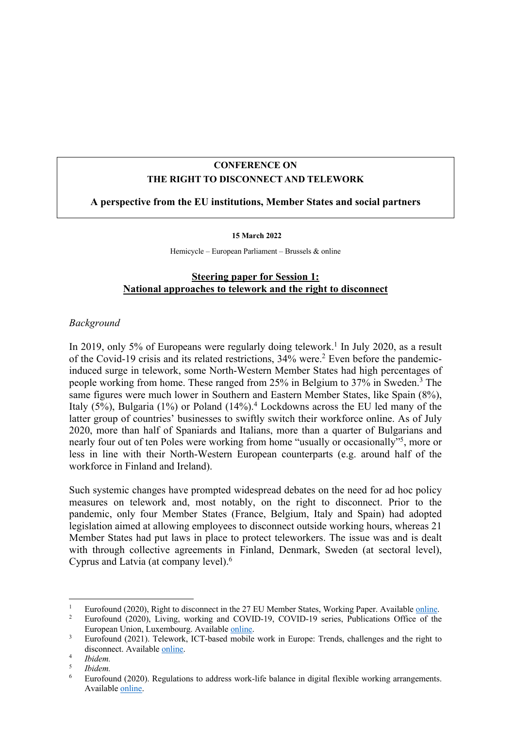**CONFERENCE ON**
**THE RIGHT TO DISCONNECT AND TELEWORK**

**A perspective from the EU institutions, Member States and social partners**

**15 March 2022**

Hemicycle – European Parliament – Brussels & online

## Steering paper for Session 1: National approaches to telework and the right to disconnect

*Background*

In 2019, only 5% of Europeans were regularly doing telework.[1] In July 2020, as a result of the Covid-19 crisis and its related restrictions, 34% were.[2] Even before the pandemic-induced surge in telework, some North-Western Member States had high percentages of people working from home. These ranged from 25% in Belgium to 37% in Sweden.[3] The same figures were much lower in Southern and Eastern Member States, like Spain (8%), Italy (5%), Bulgaria (1%) or Poland (14%).[4] Lockdowns across the EU led many of the latter group of countries' businesses to swiftly switch their workforce online. As of July 2020, more than half of Spaniards and Italians, more than a quarter of Bulgarians and nearly four out of ten Poles were working from home "usually or occasionally"[5], more or less in line with their North-Western European counterparts (e.g. around half of the workforce in Finland and Ireland).

Such systemic changes have prompted widespread debates on the need for ad hoc policy measures on telework and, most notably, on the right to disconnect. Prior to the pandemic, only four Member States (France, Belgium, Italy and Spain) had adopted legislation aimed at allowing employees to disconnect outside working hours, whereas 21 Member States had put laws in place to protect teleworkers. The issue was and is dealt with through collective agreements in Finland, Denmark, Sweden (at sectoral level), Cyprus and Latvia (at company level).[6]

---

[1] Eurofound (2020), Right to disconnect in the 27 EU Member States, Working Paper. Available online.

[2] Eurofound (2020), Living, working and COVID-19, COVID-19 series, Publications Office of the European Union, Luxembourg. Available online.

[3] Eurofound (2021). Telework, ICT-based mobile work in Europe: Trends, challenges and the right to disconnect. Available online.

[4] *Ibidem.*

[5] *Ibidem.*

[6] Eurofound (2020). Regulations to address work-life balance in digital flexible working arrangements. Available online.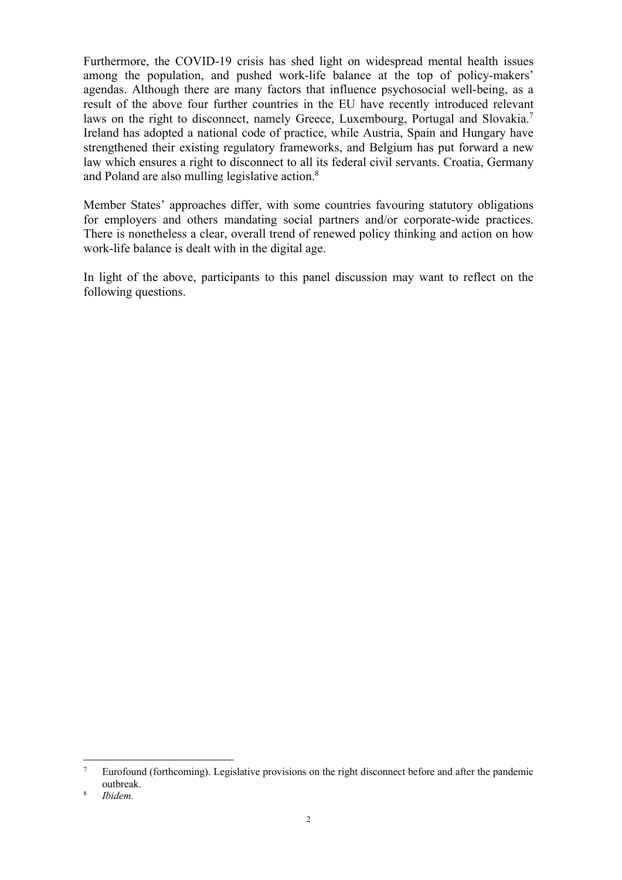Furthermore, the COVID-19 crisis has shed light on widespread mental health issues among the population, and pushed work-life balance at the top of policy-makers' agendas. Although there are many factors that influence psychosocial well-being, as a result of the above four further countries in the EU have recently introduced relevant laws on the right to disconnect, namely Greece, Luxembourg, Portugal and Slovakia.[7] Ireland has adopted a national code of practice, while Austria, Spain and Hungary have strengthened their existing regulatory frameworks, and Belgium has put forward a new law which ensures a right to disconnect to all its federal civil servants. Croatia, Germany and Poland are also mulling legislative action.[8]

Member States' approaches differ, with some countries favouring statutory obligations for employers and others mandating social partners and/or corporate-wide practices. There is nonetheless a clear, overall trend of renewed policy thinking and action on how work-life balance is dealt with in the digital age.

In light of the above, participants to this panel discussion may want to reflect on the following questions.

---

[7] Eurofound (forthcoming). Legislative provisions on the right disconnect before and after the pandemic outbreak.

[8] *Ibidem.*